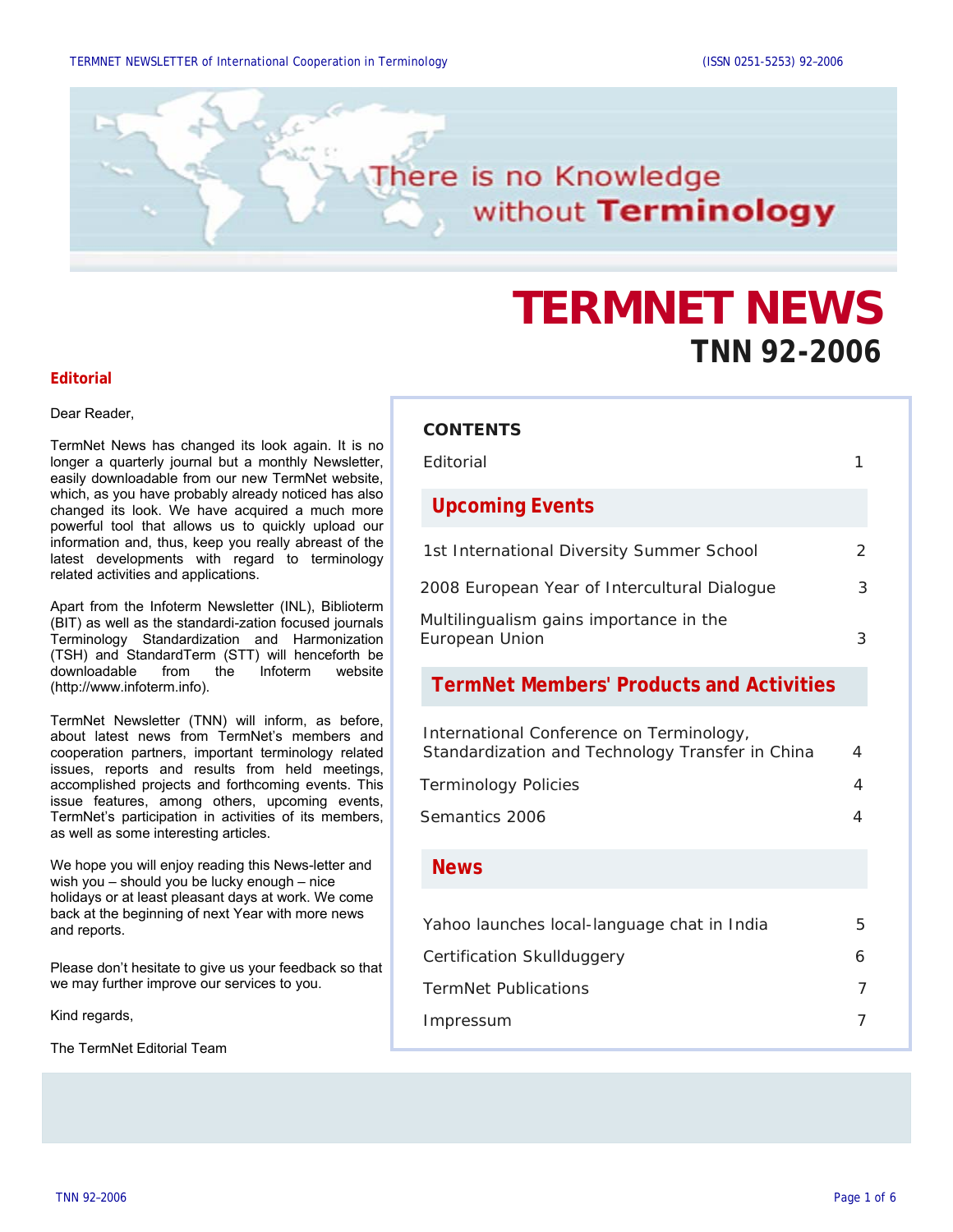There is no Knowledge without **Terminology**

# TERMNET NEWS

## TNN 92-2006

### Editorial

Dear Reader,

TermNet News has changed its look again. It is no longer a quarterly journal but a monthly Newsletter, easily downloadable from our new TermNet website, which, as you have probably already noticed has also changed its look. We have acquired a much more powerful tool that allows us to quickly upload our information and, thus, keep you really abreast of the latest developments with regard to terminology related activities and applications.

Apart from the Infoterm Newsletter (INL), Biblioterm (BIT) as well as the standardi-zation focused journals Terminology Standardization and Harmonization (TSH) and StandardTerm (STT) will henceforth be downloadable from the Infoterm website (http://www.infoterm.info).

TermNet Newsletter (TNN) will inform, as before, about latest news from TermNet's members and cooperation partners, important terminology related issues, reports and results from held meetings, accomplished projects and forthcoming events. This issue features, among others, upcoming events, TermNet's participation in activities of its members, as well as some interesting articles.

We hope you will enjoy reading this News-letter and wish you – should you be lucky enough – nice holidays or at least pleasant days at work. We come back at the beginning of next Year with more news and reports.

Please don't hesitate to give us your feedback so that we may further improve our services to you.

Kind regards,

The TermNet Editorial Team

### CONTENTS

| | |
|---|---|
| Editorial | 1 |
| **Upcoming Events** | |
| 1st International Diversity Summer School | 2 |
| 2008 European Year of Intercultural Dialogue | 3 |
| Multilingualism gains importance in the European Union | 3 |
| **TermNet Members' Products and Activities** | |
| International Conference on Terminology, Standardization and Technology Transfer in China | 4 |
| Terminology Policies | 4 |
| Semantics 2006 | 4 |
| **News** | |
| Yahoo launches local-language chat in India | 5 |
| Certification Skullduggery | 6 |
| TermNet Publications | 7 |
| Impressum | 7 |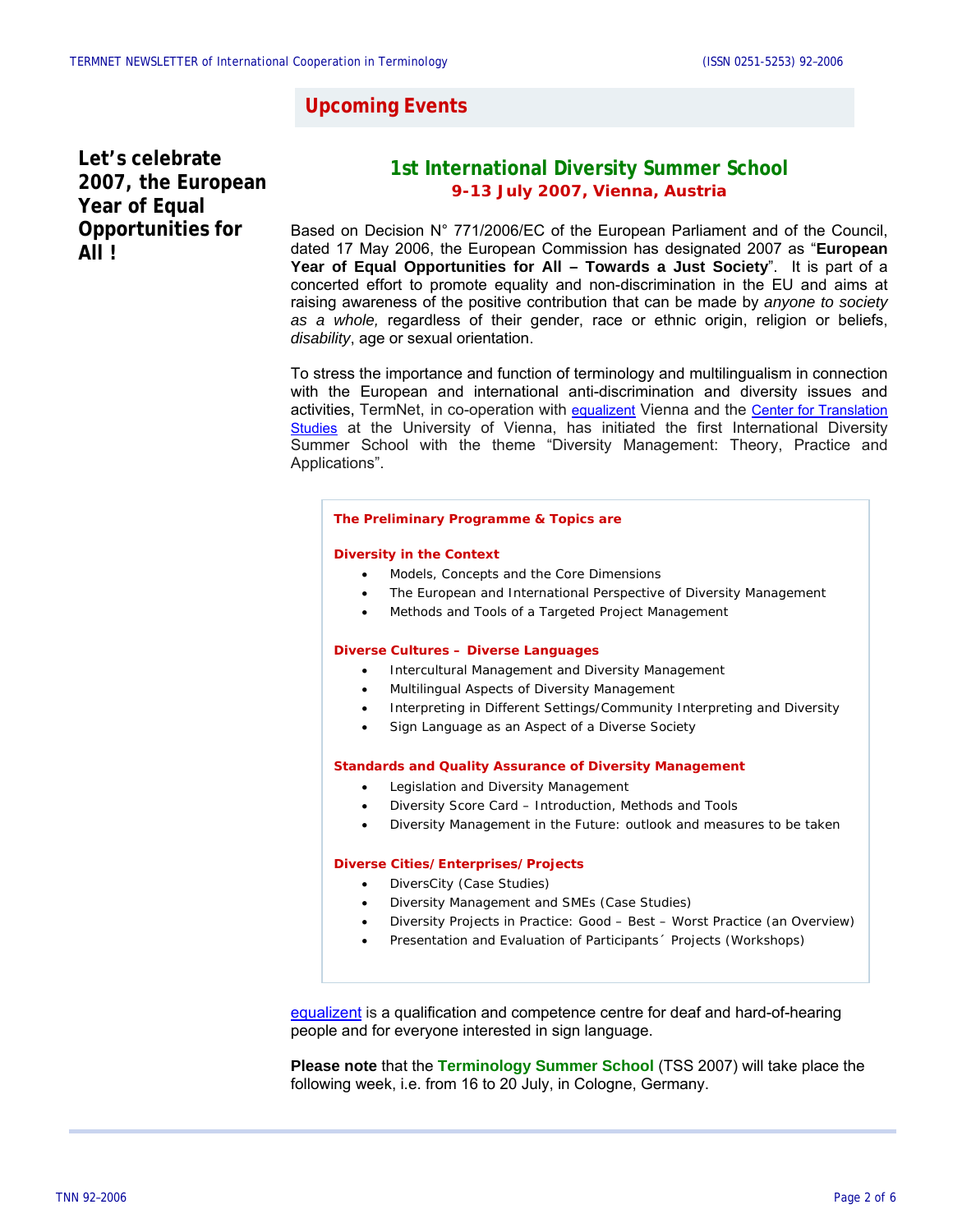## Upcoming Events

**Let's celebrate 2007, the European Year of Equal Opportunities for All !**

### 1st International Diversity Summer School

**9-13 July 2007, Vienna, Austria**

Based on Decision N° 771/2006/EC of the European Parliament and of the Council, dated 17 May 2006, the European Commission has designated 2007 as "**European Year of Equal Opportunities for All – Towards a Just Society**". It is part of a concerted effort to promote equality and non-discrimination in the EU and aims at raising awareness of the positive contribution that can be made by *anyone to society as a whole,* regardless of their gender, race or ethnic origin, religion or beliefs, *disability*, age or sexual orientation.

To stress the importance and function of terminology and multilingualism in connection with the European and international anti-discrimination and diversity issues and activities, TermNet, in co-operation with equalizent Vienna and the Center for Translation Studies at the University of Vienna, has initiated the first International Diversity Summer School with the theme "Diversity Management: Theory, Practice and Applications".

**The Preliminary Programme & Topics are**

**Diversity in the Context**

- Models, Concepts and the Core Dimensions
- The European and International Perspective of Diversity Management
- Methods and Tools of a Targeted Project Management

**Diverse Cultures – Diverse Languages**

- Intercultural Management and Diversity Management
- Multilingual Aspects of Diversity Management
- Interpreting in Different Settings/Community Interpreting and Diversity
- Sign Language as an Aspect of a Diverse Society

**Standards and Quality Assurance of Diversity Management**

- Legislation and Diversity Management
- Diversity Score Card – Introduction, Methods and Tools
- Diversity Management in the Future: outlook and measures to be taken

**Diverse Cities/Enterprises/Projects**

- DiversCity (Case Studies)
- Diversity Management and SMEs (Case Studies)
- Diversity Projects in Practice: Good – Best – Worst Practice (an Overview)
- Presentation and Evaluation of Participants´ Projects (Workshops)

equalizent is a qualification and competence centre for deaf and hard-of-hearing people and for everyone interested in sign language.

**Please note** that the **Terminology Summer School** (TSS 2007) will take place the following week, i.e. from 16 to 20 July, in Cologne, Germany.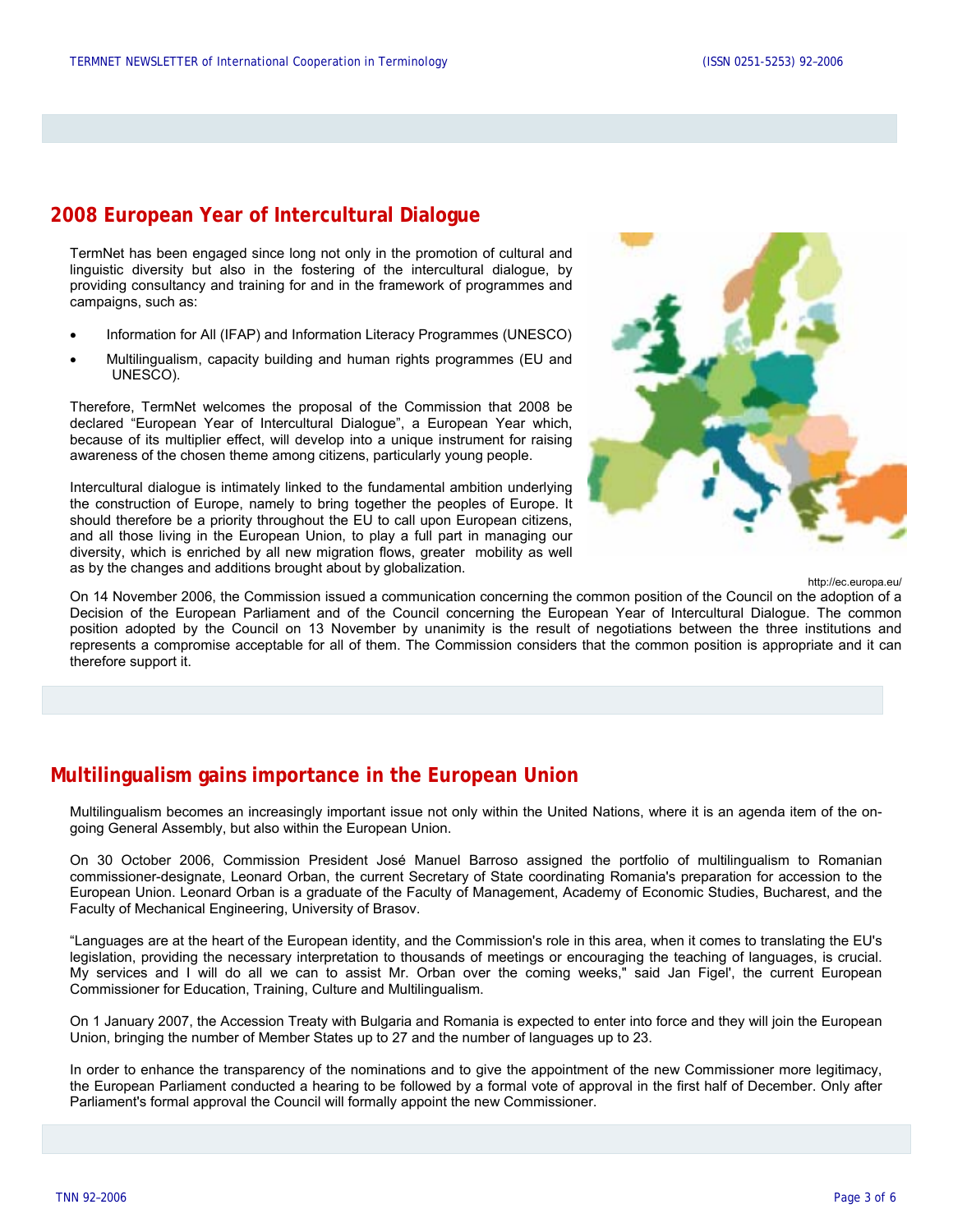## 2008 European Year of Intercultural Dialogue

TermNet has been engaged since long not only in the promotion of cultural and linguistic diversity but also in the fostering of the intercultural dialogue, by providing consultancy and training for and in the framework of programmes and campaigns, such as:

- Information for All (IFAP) and Information Literacy Programmes (UNESCO)
- Multilingualism, capacity building and human rights programmes (EU and UNESCO).

Therefore, TermNet welcomes the proposal of the Commission that 2008 be declared "European Year of Intercultural Dialogue", a European Year which, because of its multiplier effect, will develop into a unique instrument for raising awareness of the chosen theme among citizens, particularly young people.

Intercultural dialogue is intimately linked to the fundamental ambition underlying the construction of Europe, namely to bring together the peoples of Europe. It should therefore be a priority throughout the EU to call upon European citizens, and all those living in the European Union, to play a full part in managing our diversity, which is enriched by all new migration flows, greater mobility as well as by the changes and additions brought about by globalization.

http://ec.europa.eu/

On 14 November 2006, the Commission issued a communication concerning the common position of the Council on the adoption of a Decision of the European Parliament and of the Council concerning the European Year of Intercultural Dialogue. The common position adopted by the Council on 13 November by unanimity is the result of negotiations between the three institutions and represents a compromise acceptable for all of them. The Commission considers that the common position is appropriate and it can therefore support it.

## Multilingualism gains importance in the European Union

Multilingualism becomes an increasingly important issue not only within the United Nations, where it is an agenda item of the on-going General Assembly, but also within the European Union.

On 30 October 2006, Commission President José Manuel Barroso assigned the portfolio of multilingualism to Romanian commissioner-designate, Leonard Orban, the current Secretary of State coordinating Romania's preparation for accession to the European Union. Leonard Orban is a graduate of the Faculty of Management, Academy of Economic Studies, Bucharest, and the Faculty of Mechanical Engineering, University of Brasov.

"Languages are at the heart of the European identity, and the Commission's role in this area, when it comes to translating the EU's legislation, providing the necessary interpretation to thousands of meetings or encouraging the teaching of languages, is crucial. My services and I will do all we can to assist Mr. Orban over the coming weeks," said Jan Figel', the current European Commissioner for Education, Training, Culture and Multilingualism.

On 1 January 2007, the Accession Treaty with Bulgaria and Romania is expected to enter into force and they will join the European Union, bringing the number of Member States up to 27 and the number of languages up to 23.

In order to enhance the transparency of the nominations and to give the appointment of the new Commissioner more legitimacy, the European Parliament conducted a hearing to be followed by a formal vote of approval in the first half of December. Only after Parliament's formal approval the Council will formally appoint the new Commissioner.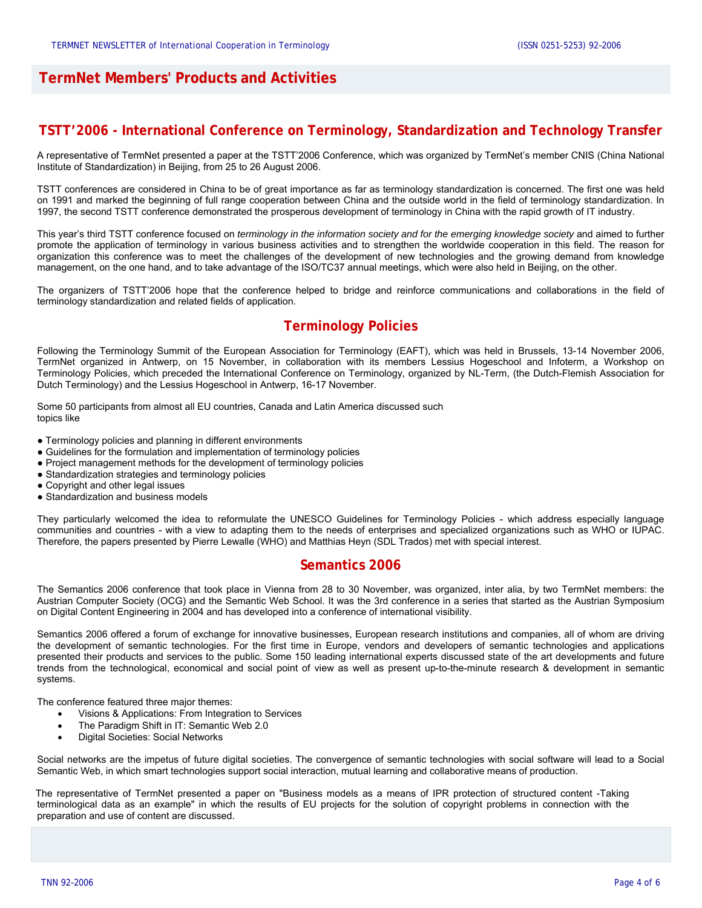## TermNet Members' Products and Activities

### TSTT'2006 - International Conference on Terminology, Standardization and Technology Transfer

A representative of TermNet presented a paper at the TSTT'2006 Conference, which was organized by TermNet's member CNIS (China National Institute of Standardization) in Beijing, from 25 to 26 August 2006.

TSTT conferences are considered in China to be of great importance as far as terminology standardization is concerned. The first one was held on 1991 and marked the beginning of full range cooperation between China and the outside world in the field of terminology standardization. In 1997, the second TSTT conference demonstrated the prosperous development of terminology in China with the rapid growth of IT industry.

This year's third TSTT conference focused on *terminology in the information society and for the emerging knowledge society* and aimed to further promote the application of terminology in various business activities and to strengthen the worldwide cooperation in this field. The reason for organization this conference was to meet the challenges of the development of new technologies and the growing demand from knowledge management, on the one hand, and to take advantage of the ISO/TC37 annual meetings, which were also held in Beijing, on the other.

The organizers of TSTT'2006 hope that the conference helped to bridge and reinforce communications and collaborations in the field of terminology standardization and related fields of application.

### Terminology Policies

Following the Terminology Summit of the European Association for Terminology (EAFT), which was held in Brussels, 13-14 November 2006, TermNet organized in Antwerp, on 15 November, in collaboration with its members Lessius Hogeschool and Infoterm, a Workshop on Terminology Policies, which preceded the International Conference on Terminology, organized by NL-Term, (the Dutch-Flemish Association for Dutch Terminology) and the Lessius Hogeschool in Antwerp, 16-17 November.

Some 50 participants from almost all EU countries, Canada and Latin America discussed such topics like

- Terminology policies and planning in different environments
- Guidelines for the formulation and implementation of terminology policies
- Project management methods for the development of terminology policies
- Standardization strategies and terminology policies
- Copyright and other legal issues
- Standardization and business models

They particularly welcomed the idea to reformulate the UNESCO Guidelines for Terminology Policies - which address especially language communities and countries - with a view to adapting them to the needs of enterprises and specialized organizations such as WHO or IUPAC. Therefore, the papers presented by Pierre Lewalle (WHO) and Matthias Heyn (SDL Trados) met with special interest.

### Semantics 2006

The Semantics 2006 conference that took place in Vienna from 28 to 30 November, was organized, inter alia, by two TermNet members: the Austrian Computer Society (OCG) and the Semantic Web School. It was the 3rd conference in a series that started as the Austrian Symposium on Digital Content Engineering in 2004 and has developed into a conference of international visibility.

Semantics 2006 offered a forum of exchange for innovative businesses, European research institutions and companies, all of whom are driving the development of semantic technologies. For the first time in Europe, vendors and developers of semantic technologies and applications presented their products and services to the public. Some 150 leading international experts discussed state of the art developments and future trends from the technological, economical and social point of view as well as present up-to-the-minute research & development in semantic systems.

The conference featured three major themes:

- Visions & Applications: From Integration to Services
- The Paradigm Shift in IT: Semantic Web 2.0
- Digital Societies: Social Networks

Social networks are the impetus of future digital societies. The convergence of semantic technologies with social software will lead to a Social Semantic Web, in which smart technologies support social interaction, mutual learning and collaborative means of production.

The representative of TermNet presented a paper on "Business models as a means of IPR protection of structured content -Taking terminological data as an example" in which the results of EU projects for the solution of copyright problems in connection with the preparation and use of content are discussed.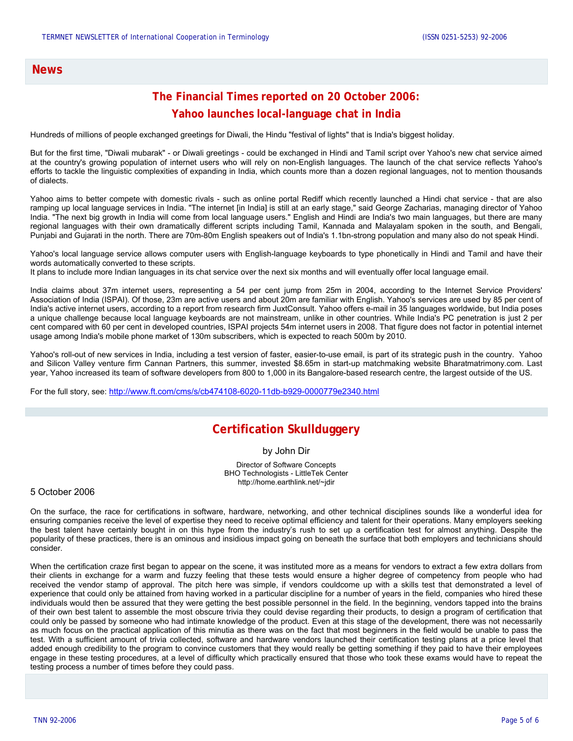## News

### The Financial Times reported on 20 October 2006: Yahoo launches local-language chat in India

Hundreds of millions of people exchanged greetings for Diwali, the Hindu "festival of lights" that is India's biggest holiday.

But for the first time, "Diwali mubarak" - or Diwali greetings - could be exchanged in Hindi and Tamil script over Yahoo's new chat service aimed at the country's growing population of internet users who will rely on non-English languages. The launch of the chat service reflects Yahoo's efforts to tackle the linguistic complexities of expanding in India, which counts more than a dozen regional languages, not to mention thousands of dialects.

Yahoo aims to better compete with domestic rivals - such as online portal Rediff which recently launched a Hindi chat service - that are also ramping up local language services in India. "The internet [in India] is still at an early stage," said George Zacharias, managing director of Yahoo India. "The next big growth in India will come from local language users." English and Hindi are India's two main languages, but there are many regional languages with their own dramatically different scripts including Tamil, Kannada and Malayalam spoken in the south, and Bengali, Punjabi and Gujarati in the north. There are 70m-80m English speakers out of India's 1.1bn-strong population and many also do not speak Hindi.

Yahoo's local language service allows computer users with English-language keyboards to type phonetically in Hindi and Tamil and have their words automatically converted to these scripts.
It plans to include more Indian languages in its chat service over the next six months and will eventually offer local language email.

India claims about 37m internet users, representing a 54 per cent jump from 25m in 2004, according to the Internet Service Providers' Association of India (ISPAI). Of those, 23m are active users and about 20m are familiar with English. Yahoo's services are used by 85 per cent of India's active internet users, according to a report from research firm JuxtConsult. Yahoo offers e-mail in 35 languages worldwide, but India poses a unique challenge because local language keyboards are not mainstream, unlike in other countries. While India's PC penetration is just 2 per cent compared with 60 per cent in developed countries, ISPAI projects 54m internet users in 2008. That figure does not factor in potential internet usage among India's mobile phone market of 130m subscribers, which is expected to reach 500m by 2010.

Yahoo's roll-out of new services in India, including a test version of faster, easier-to-use email, is part of its strategic push in the country. Yahoo and Silicon Valley venture firm Cannan Partners, this summer, invested $8.65m in start-up matchmaking website Bharatmatrimony.com. Last year, Yahoo increased its team of software developers from 800 to 1,000 in its Bangalore-based research centre, the largest outside of the US.

For the full story, see: http://www.ft.com/cms/s/cb474108-6020-11db-b929-0000779e2340.html

### Certification Skullduggery

by John Dir

Director of Software Concepts
BHO Technologists - LittleTek Center
http://home.earthlink.net/~jdir

5 October 2006

On the surface, the race for certifications in software, hardware, networking, and other technical disciplines sounds like a wonderful idea for ensuring companies receive the level of expertise they need to receive optimal efficiency and talent for their operations. Many employers seeking the best talent have certainly bought in on this hype from the industry's rush to set up a certification test for almost anything. Despite the popularity of these practices, there is an ominous and insidious impact going on beneath the surface that both employers and technicians should consider.

When the certification craze first began to appear on the scene, it was instituted more as a means for vendors to extract a few extra dollars from their clients in exchange for a warm and fuzzy feeling that these tests would ensure a higher degree of competency from people who had received the vendor stamp of approval. The pitch here was simple, if vendors couldcome up with a skills test that demonstrated a level of experience that could only be attained from having worked in a particular discipline for a number of years in the field, companies who hired these individuals would then be assured that they were getting the best possible personnel in the field. In the beginning, vendors tapped into the brains of their own best talent to assemble the most obscure trivia they could devise regarding their products, to design a program of certification that could only be passed by someone who had intimate knowledge of the product. Even at this stage of the development, there was not necessarily as much focus on the practical application of this minutia as there was on the fact that most beginners in the field would be unable to pass the test. With a sufficient amount of trivia collected, software and hardware vendors launched their certification testing plans at a price level that added enough credibility to the program to convince customers that they would really be getting something if they paid to have their employees engage in these testing procedures, at a level of difficulty which practically ensured that those who took these exams would have to repeat the testing process a number of times before they could pass.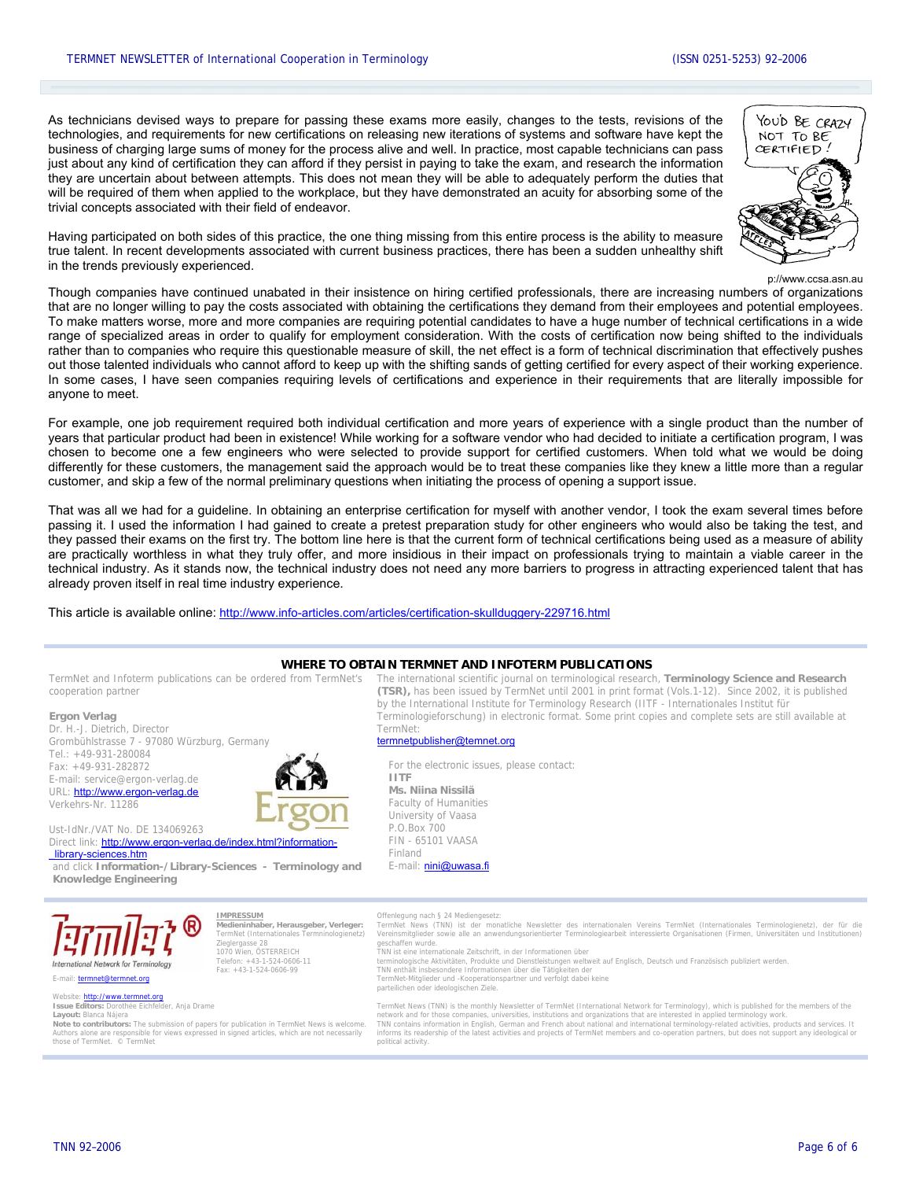As technicians devised ways to prepare for passing these exams more easily, changes to the tests, revisions of the technologies, and requirements for new certifications on releasing new iterations of systems and software have kept the business of charging large sums of money for the process alive and well. In practice, most capable technicians can pass just about any kind of certification they can afford if they persist in paying to take the exam, and research the information they are uncertain about between attempts. This does not mean they will be able to adequately perform the duties that will be required of them when applied to the workplace, but they have demonstrated an acuity for absorbing some of the trivial concepts associated with their field of endeavor.

Having participated on both sides of this practice, the one thing missing from this entire process is the ability to measure true talent. In recent developments associated with current business practices, there has been a sudden unhealthy shift in the trends previously experienced.

p://www.ccsa.asn.au

Though companies have continued unabated in their insistence on hiring certified professionals, there are increasing numbers of organizations that are no longer willing to pay the costs associated with obtaining the certifications they demand from their employees and potential employees. To make matters worse, more and more companies are requiring potential candidates to have a huge number of technical certifications in a wide range of specialized areas in order to qualify for employment consideration. With the costs of certification now being shifted to the individuals rather than to companies who require this questionable measure of skill, the net effect is a form of technical discrimination that effectively pushes out those talented individuals who cannot afford to keep up with the shifting sands of getting certified for every aspect of their working experience. In some cases, I have seen companies requiring levels of certifications and experience in their requirements that are literally impossible for anyone to meet.

For example, one job requirement required both individual certification and more years of experience with a single product than the number of years that particular product had been in existence! While working for a software vendor who had decided to initiate a certification program, I was chosen to become one a few engineers who were selected to provide support for certified customers. When told what we would be doing differently for these customers, the management said the approach would be to treat these companies like they knew a little more than a regular customer, and skip a few of the normal preliminary questions when initiating the process of opening a support issue.

That was all we had for a guideline. In obtaining an enterprise certification for myself with another vendor, I took the exam several times before passing it. I used the information I had gained to create a pretest preparation study for other engineers who would also be taking the test, and they passed their exams on the first try. The bottom line here is that the current form of technical certifications being used as a measure of ability are practically worthless in what they truly offer, and more insidious in their impact on professionals trying to maintain a viable career in the technical industry. As it stands now, the technical industry does not need any more barriers to progress in attracting experienced talent that has already proven itself in real time industry experience.

This article is available online: http://www.info-articles.com/articles/certification-skullduggery-229716.html

## WHERE TO OBTAIN TERMNET AND INFOTERM PUBLICATIONS

TermNet and Infoterm publications can be ordered from TermNet's cooperation partner

**Ergon Verlag**
Dr. H.-J. Dietrich, Director
Grombühlstrasse 7 - 97080 Würzburg, Germany
Tel.: +49-931-280084
Fax: +49-931-282872
E-mail: service@ergon-verlag.de
URL: http://www.ergon-verlag.de
Verkehrs-Nr. 11286

Ust-IdNr./VAT No. DE 134069263
Direct link: http://www.ergon-verlag.de/index.html?information-library-sciences.htm
and click **Information-/Library-Sciences - Terminology and Knowledge Engineering**

The international scientific journal on terminological research, **Terminology Science and Research (TSR),** has been issued by TermNet until 2001 in print format (Vols.1-12). Since 2002, it is published by the International Institute for Terminology Research (IITF - Internationales Institut für Terminologieforschung) in electronic format. Some print copies and complete sets are still available at TermNet:
termnetpublisher@temnet.org

For the electronic issues, please contact:
**IITF**
**Ms. Niina Nissilä**
Faculty of Humanities
University of Vaasa
P.O.Box 700
FIN - 65101 VAASA
Finland
E-mail: nini@uwasa.fi

TermNet® International Network for Terminology

E-mail: termnet@termnet.org

Website: http://www.termnet.org

**Issue Editors:** Dorothée Eichfelder, Anja Drame
**Layout:** Blanca Nájera
**Note to contributors:** The submission of papers for publication in TermNet News is welcome. Authors alone are responsible for views expressed in signed articles, which are not necessarily those of TermNet. © TermNet

**IMPRESSUM**
**Medieninhaber, Herausgeber, Verleger:**
TermNet (Internationales Terminologienetz)
Zieglergasse 28
1070 Wien, ÖSTERREICH
Telefon: +43-1-524-0606-11
Fax: +43-1-524-0606-99

Offenlegung nach § 24 Mediengesetz:
TermNet News (TNN) ist der monatliche Newsletter des internationalen Vereins TermNet (Internationales Terminologienetz), der für die Vereinsmitglieder sowie alle an anwendungsorientierter Terminologiearbeit interessierte Organisationen (Firmen, Universitäten und Institutionen) geschaffen wurde.
TNN ist eine internationale Zeitschrift, in der Informationen über terminologische Aktivitäten, Produkte und Dienstleistungen weltweit auf Englisch, Deutsch und Französisch publiziert werden.
TNN enthält insbesondere Informationen über die Tätigkeiten der TermNet-Mitglieder und -Kooperationspartner und verfolgt dabei keine parteilichen oder ideologischen Ziele.

TermNet News (TNN) is the monthly Newsletter of TermNet (International Network for Terminology), which is published for the members of the network and for those companies, universities, institutions and organizations that are interested in applied terminology work.
TNN contains information in English, German and French about national and international terminology-related activities, products and services. It informs its readership of the latest activities and projects of TermNet members and co-operation partners, but does not support any ideological or political activity.